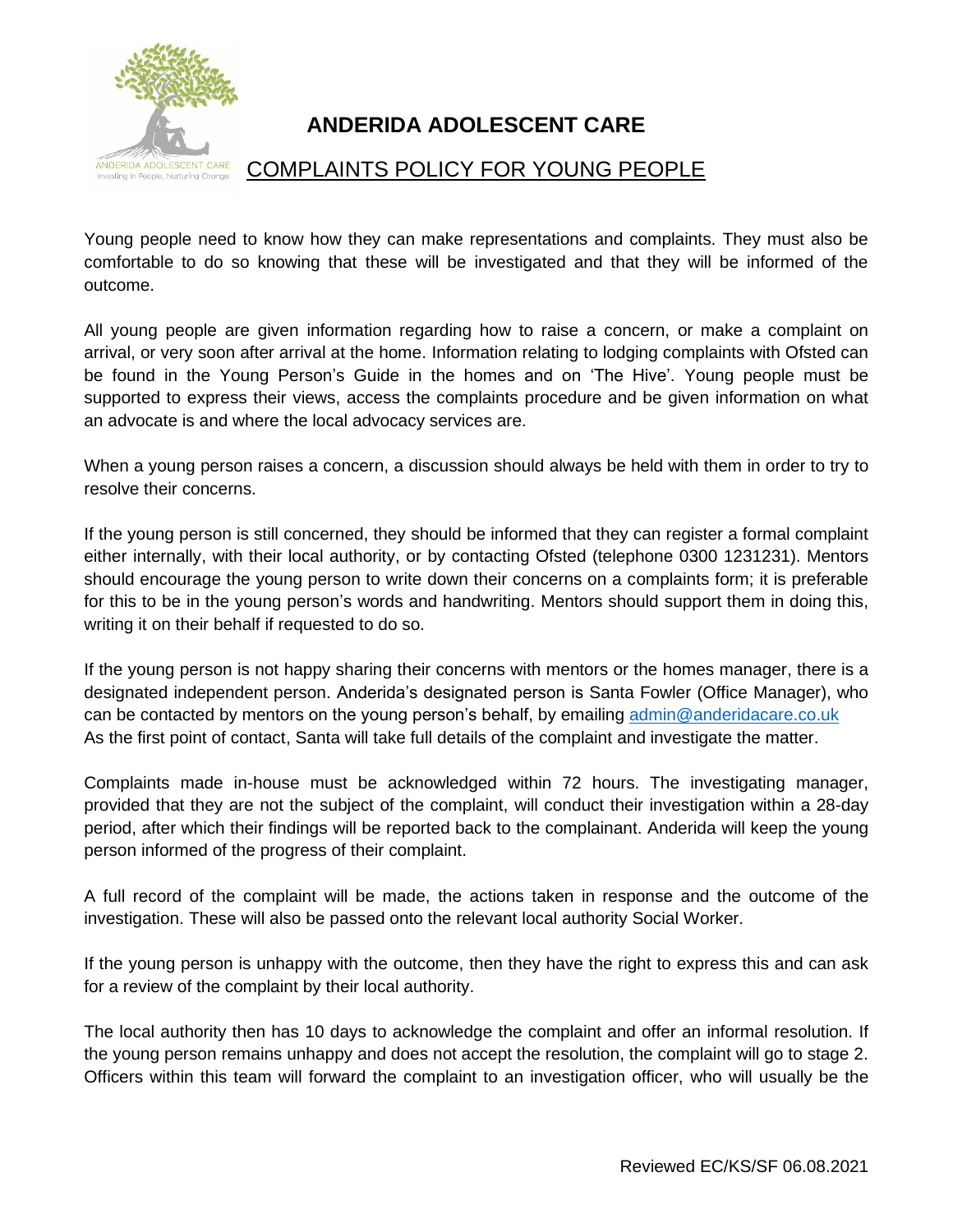# ANDERIDA ADOLESCENT CARE

## COMPLAINTS POLICY FOR YOUNG PEOPLE

Young people need to know how they can make representations and complaints. They must also be comfortable to do so knowing that these will be investigated and that they will be informed of the outcome.

All young people are given information regarding how to raise a concern, or make a complaint on arrival, or very soon after arrival at the home. Information relating to lodging complaints with Ofsted can be found in the Young Person's Guide in the homes and on 'The Hive'. Young people must be supported to express their views, access the complaints procedure and be given information on what an advocate is and where the local advocacy services are.

When a young person raises a concern, a discussion should always be held with them in order to try to resolve their concerns.

If the young person is still concerned, they should be informed that they can register a formal complaint either internally, with their local authority, or by contacting Ofsted (telephone 0300 1231231). Mentors should encourage the young person to write down their concerns on a complaints form; it is preferable for this to be in the young person's words and handwriting. Mentors should support them in doing this, writing it on their behalf if requested to do so.

If the young person is not happy sharing their concerns with mentors or the homes manager, there is a designated independent person. Anderida's designated person is Santa Fowler (Office Manager), who can be contacted by mentors on the young person's behalf, by emailing admin@anderidacare.co.uk
As the first point of contact, Santa will take full details of the complaint and investigate the matter.

Complaints made in-house must be acknowledged within 72 hours. The investigating manager, provided that they are not the subject of the complaint, will conduct their investigation within a 28-day period, after which their findings will be reported back to the complainant. Anderida will keep the young person informed of the progress of their complaint.

A full record of the complaint will be made, the actions taken in response and the outcome of the investigation. These will also be passed onto the relevant local authority Social Worker.

If the young person is unhappy with the outcome, then they have the right to express this and can ask for a review of the complaint by their local authority.

The local authority then has 10 days to acknowledge the complaint and offer an informal resolution. If the young person remains unhappy and does not accept the resolution, the complaint will go to stage 2. Officers within this team will forward the complaint to an investigation officer, who will usually be the

Reviewed EC/KS/SF 06.08.2021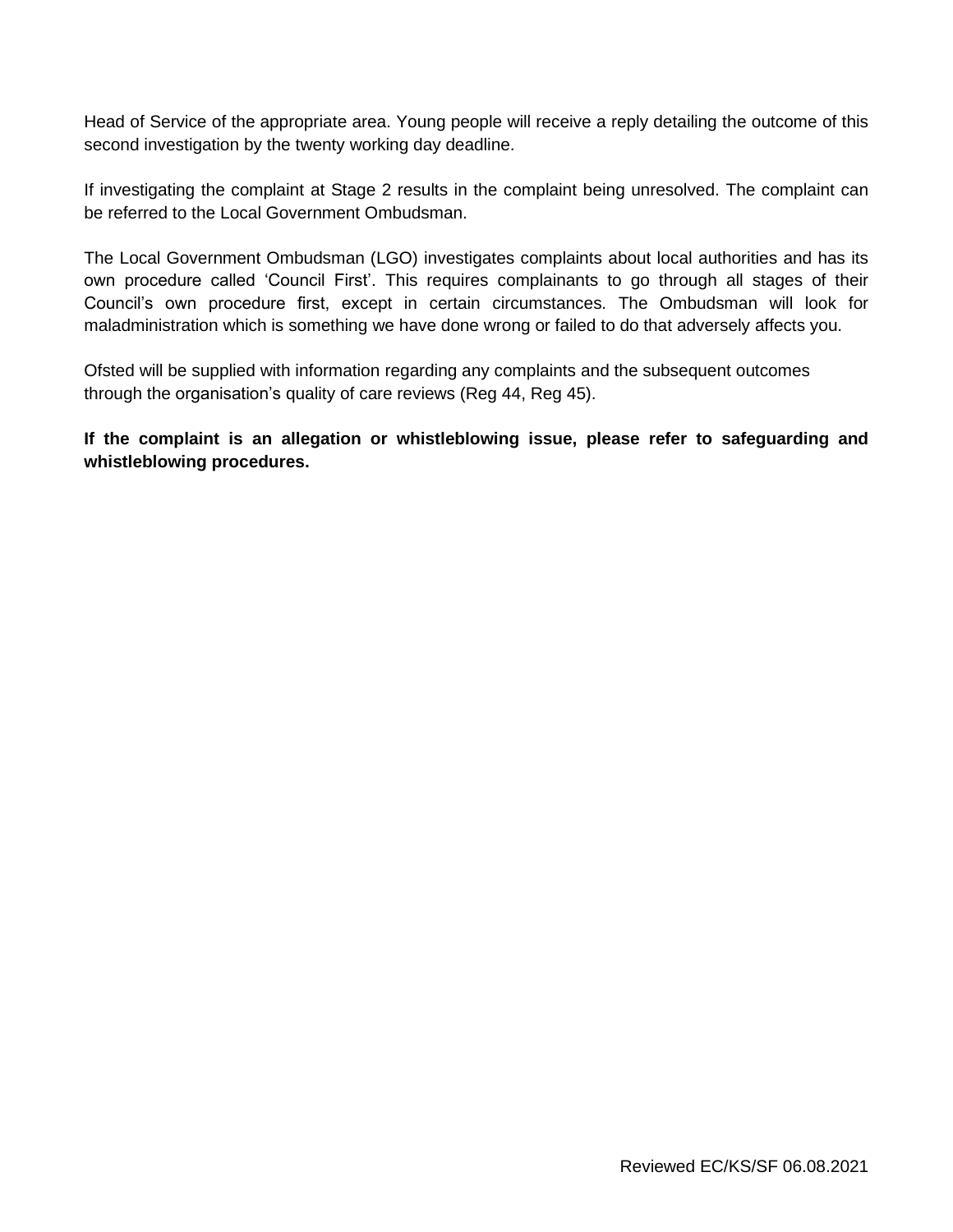Head of Service of the appropriate area. Young people will receive a reply detailing the outcome of this second investigation by the twenty working day deadline.

If investigating the complaint at Stage 2 results in the complaint being unresolved. The complaint can be referred to the Local Government Ombudsman.

The Local Government Ombudsman (LGO) investigates complaints about local authorities and has its own procedure called 'Council First'. This requires complainants to go through all stages of their Council's own procedure first, except in certain circumstances. The Ombudsman will look for maladministration which is something we have done wrong or failed to do that adversely affects you.

Ofsted will be supplied with information regarding any complaints and the subsequent outcomes through the organisation's quality of care reviews (Reg 44, Reg 45).

**If the complaint is an allegation or whistleblowing issue, please refer to safeguarding and whistleblowing procedures.**

Reviewed EC/KS/SF 06.08.2021